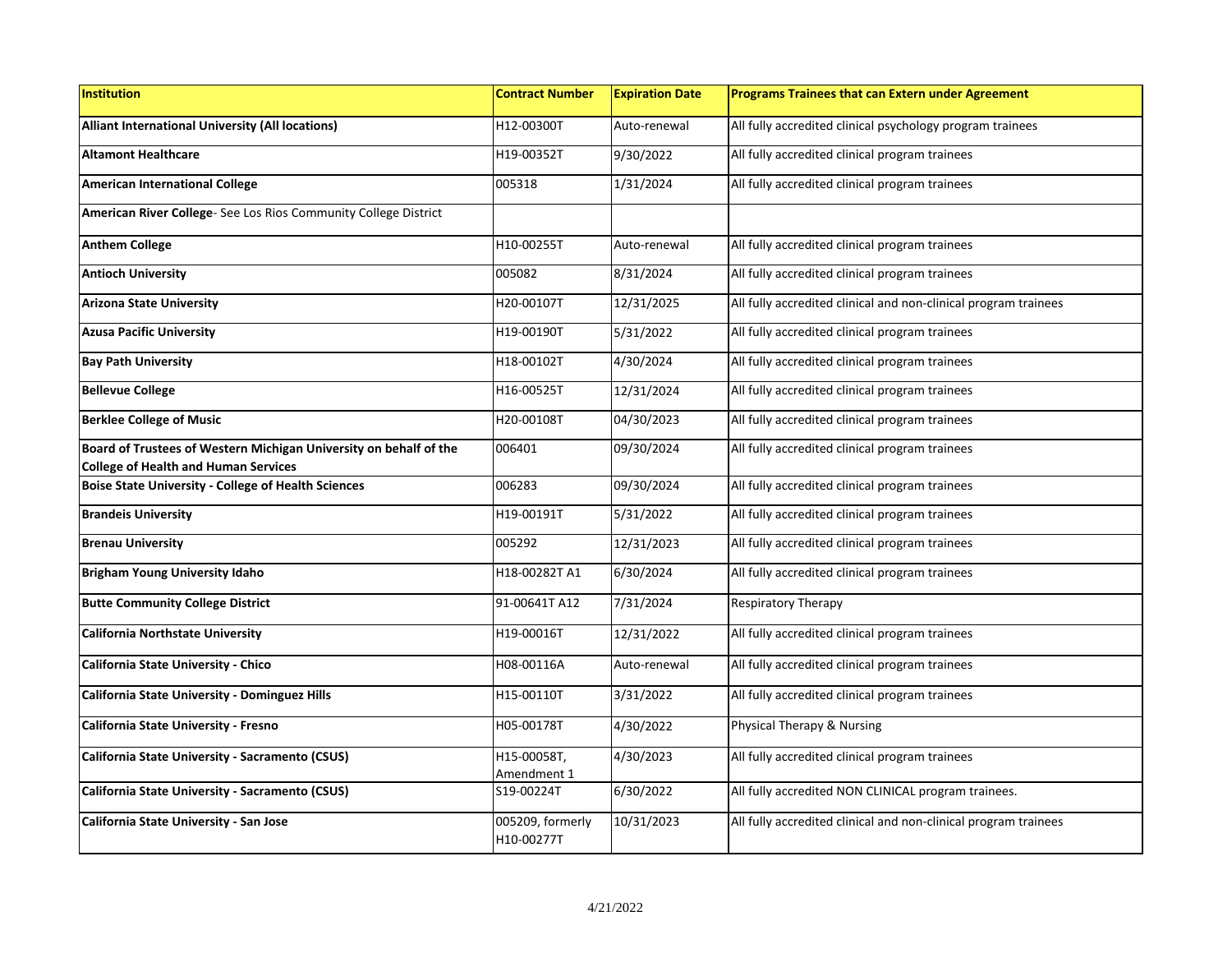| Institution | Contract Number | Expiration Date | Programs Trainees that can Extern under Agreement |
| --- | --- | --- | --- |
| **Alliant International University (All locations)** | H12-00300T | Auto-renewal | All fully accredited clinical psychology program trainees |
| **Altamont Healthcare** | H19-00352T | 9/30/2022 | All fully accredited clinical program trainees |
| **American International College** | 005318 | 1/31/2024 | All fully accredited clinical program trainees |
| **American River College**- See Los Rios Community College District | | | |
| **Anthem College** | H10-00255T | Auto-renewal | All fully accredited clinical program trainees |
| **Antioch University** | 005082 | 8/31/2024 | All fully accredited clinical program trainees |
| **Arizona State University** | H20-00107T | 12/31/2025 | All fully accredited clinical and non-clinical program trainees |
| **Azusa Pacific University** | H19-00190T | 5/31/2022 | All fully accredited clinical program trainees |
| **Bay Path University** | H18-00102T | 4/30/2024 | All fully accredited clinical program trainees |
| **Bellevue College** | H16-00525T | 12/31/2024 | All fully accredited clinical program trainees |
| **Berklee College of Music** | H20-00108T | 04/30/2023 | All fully accredited clinical program trainees |
| **Board of Trustees of Western Michigan University on behalf of the College of Health and Human Services** | 006401 | 09/30/2024 | All fully accredited clinical program trainees |
| **Boise State University - College of Health Sciences** | 006283 | 09/30/2024 | All fully accredited clinical program trainees |
| **Brandeis University** | H19-00191T | 5/31/2022 | All fully accredited clinical program trainees |
| **Brenau University** | 005292 | 12/31/2023 | All fully accredited clinical program trainees |
| **Brigham Young University Idaho** | H18-00282T A1 | 6/30/2024 | All fully accredited clinical program trainees |
| **Butte Community College District** | 91-00641T A12 | 7/31/2024 | Respiratory Therapy |
| **California Northstate University** | H19-00016T | 12/31/2022 | All fully accredited clinical program trainees |
| **California State University - Chico** | H08-00116A | Auto-renewal | All fully accredited clinical program trainees |
| **California State University - Dominguez Hills** | H15-00110T | 3/31/2022 | All fully accredited clinical program trainees |
| **California State University - Fresno** | H05-00178T | 4/30/2022 | Physical Therapy & Nursing |
| **California State University - Sacramento (CSUS)** | H15-00058T, Amendment 1 | 4/30/2023 | All fully accredited clinical program trainees |
| **California State University - Sacramento (CSUS)** | S19-00224T | 6/30/2022 | All fully accredited NON CLINICAL program trainees. |
| **California State University - San Jose** | 005209, formerly H10-00277T | 10/31/2023 | All fully accredited clinical and non-clinical program trainees |

4/21/2022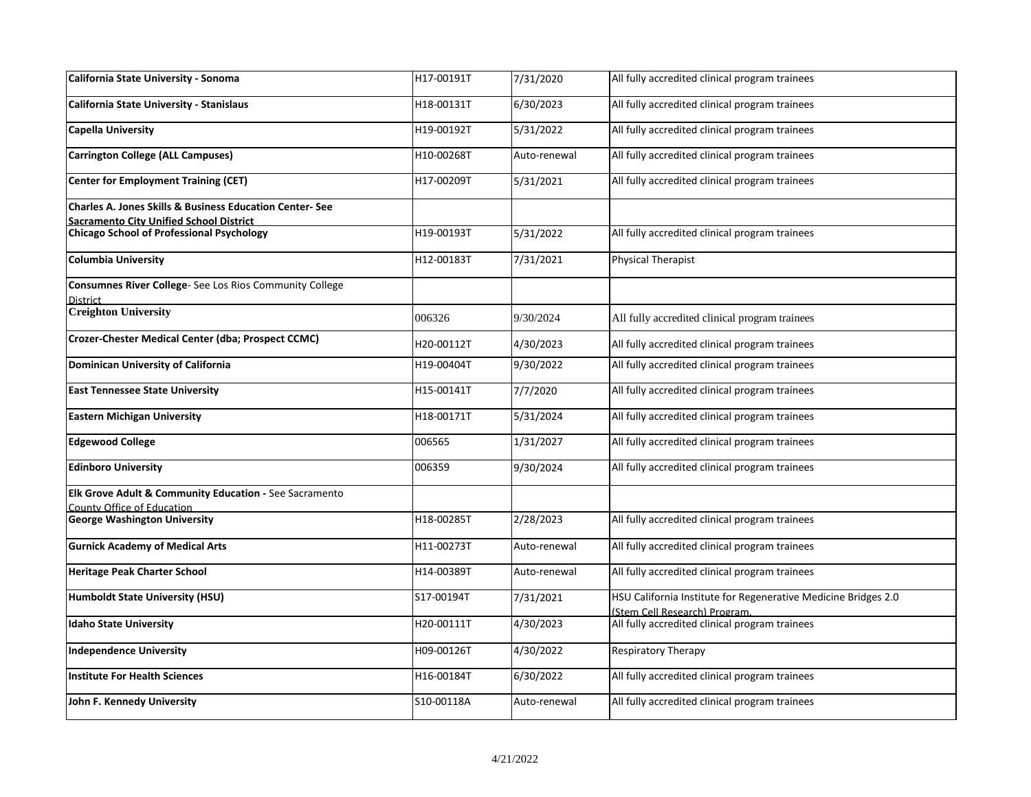| | | | |
|---|---|---|---|
| **California State University - Sonoma** | H17-00191T | 7/31/2020 | All fully accredited clinical program trainees |
| **California State University - Stanislaus** | H18-00131T | 6/30/2023 | All fully accredited clinical program trainees |
| **Capella University** | H19-00192T | 5/31/2022 | All fully accredited clinical program trainees |
| **Carrington College (ALL Campuses)** | H10-00268T | Auto-renewal | All fully accredited clinical program trainees |
| **Center for Employment Training (CET)** | H17-00209T | 5/31/2021 | All fully accredited clinical program trainees |
| **Charles A. Jones Skills & Business Education Center- See Sacramento City Unified School District** | | | |
| **Chicago School of Professional Psychology** | H19-00193T | 5/31/2022 | All fully accredited clinical program trainees |
| **Columbia University** | H12-00183T | 7/31/2021 | Physical Therapist |
| **Consumnes River College**- See Los Rios Community College District | | | |
| **Creighton University** | 006326 | 9/30/2024 | All fully accredited clinical program trainees |
| **Crozer-Chester Medical Center (dba; Prospect CCMC)** | H20-00112T | 4/30/2023 | All fully accredited clinical program trainees |
| **Dominican University of California** | H19-00404T | 9/30/2022 | All fully accredited clinical program trainees |
| **East Tennessee State University** | H15-00141T | 7/7/2020 | All fully accredited clinical program trainees |
| **Eastern Michigan University** | H18-00171T | 5/31/2024 | All fully accredited clinical program trainees |
| **Edgewood College** | 006565 | 1/31/2027 | All fully accredited clinical program trainees |
| **Edinboro University** | 006359 | 9/30/2024 | All fully accredited clinical program trainees |
| **Elk Grove Adult & Community Education -** See Sacramento County Office of Education | | | |
| **George Washington University** | H18-00285T | 2/28/2023 | All fully accredited clinical program trainees |
| **Gurnick Academy of Medical Arts** | H11-00273T | Auto-renewal | All fully accredited clinical program trainees |
| **Heritage Peak Charter School** | H14-00389T | Auto-renewal | All fully accredited clinical program trainees |
| **Humboldt State University (HSU)** | S17-00194T | 7/31/2021 | HSU California Institute for Regenerative Medicine Bridges 2.0 (Stem Cell Research) Program. |
| **Idaho State University** | H20-00111T | 4/30/2023 | All fully accredited clinical program trainees |
| **Independence University** | H09-00126T | 4/30/2022 | Respiratory Therapy |
| **Institute For Health Sciences** | H16-00184T | 6/30/2022 | All fully accredited clinical program trainees |
| **John F. Kennedy University** | S10-00118A | Auto-renewal | All fully accredited clinical program trainees |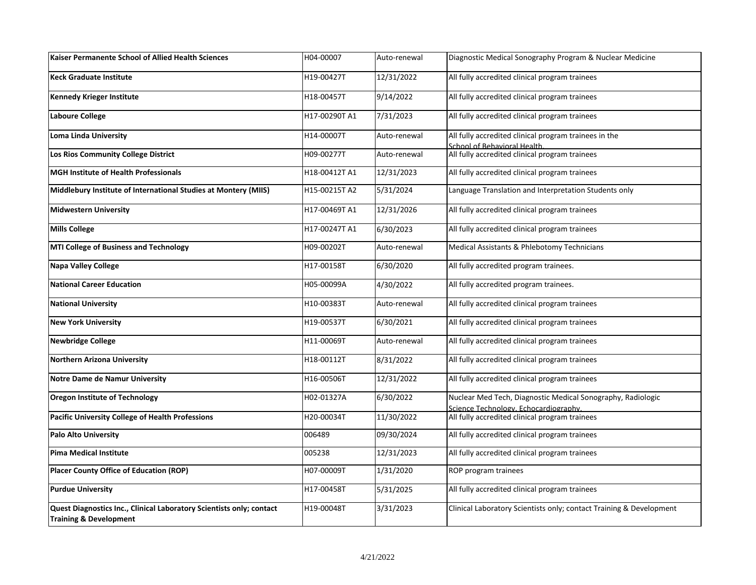| **Kaiser Permanente School of Allied Health Sciences** | H04-00007 | Auto-renewal | Diagnostic Medical Sonography Program & Nuclear Medicine |
|---|---|---|---|
| **Keck Graduate Institute** | H19-00427T | 12/31/2022 | All fully accredited clinical program trainees |
| **Kennedy Krieger Institute** | H18-00457T | 9/14/2022 | All fully accredited clinical program trainees |
| **Laboure College** | H17-00290T A1 | 7/31/2023 | All fully accredited clinical program trainees |
| **Loma Linda University** | H14-00007T | Auto-renewal | All fully accredited clinical program trainees in the School of Behavioral Health. |
| **Los Rios Community College District** | H09-00277T | Auto-renewal | All fully accredited clinical program trainees |
| **MGH Institute of Health Professionals** | H18-00412T A1 | 12/31/2023 | All fully accredited clinical program trainees |
| **Middlebury Institute of International Studies at Montery (MIIS)** | H15-00215T A2 | 5/31/2024 | Language Translation and Interpretation Students only |
| **Midwestern University** | H17-00469T A1 | 12/31/2026 | All fully accredited clinical program trainees |
| **Mills College** | H17-00247T A1 | 6/30/2023 | All fully accredited clinical program trainees |
| **MTI College of Business and Technology** | H09-00202T | Auto-renewal | Medical Assistants & Phlebotomy Technicians |
| **Napa Valley College** | H17-00158T | 6/30/2020 | All fully accredited program trainees. |
| **National Career Education** | H05-00099A | 4/30/2022 | All fully accredited program trainees. |
| **National University** | H10-00383T | Auto-renewal | All fully accredited clinical program trainees |
| **New York University** | H19-00537T | 6/30/2021 | All fully accredited clinical program trainees |
| **Newbridge College** | H11-00069T | Auto-renewal | All fully accredited clinical program trainees |
| **Northern Arizona University** | H18-00112T | 8/31/2022 | All fully accredited clinical program trainees |
| **Notre Dame de Namur University** | H16-00506T | 12/31/2022 | All fully accredited clinical program trainees |
| **Oregon Institute of Technology** | H02-01327A | 6/30/2022 | Nuclear Med Tech, Diagnostic Medical Sonography, Radiologic Science Technology, Echocardiography. |
| **Pacific University College of Health Professions** | H20-00034T | 11/30/2022 | All fully accredited clinical program trainees |
| **Palo Alto University** | 006489 | 09/30/2024 | All fully accredited clinical program trainees |
| **Pima Medical Institute** | 005238 | 12/31/2023 | All fully accredited clinical program trainees |
| **Placer County Office of Education (ROP)** | H07-00009T | 1/31/2020 | ROP program trainees |
| **Purdue University** | H17-00458T | 5/31/2025 | All fully accredited clinical program trainees |
| **Quest Diagnostics Inc., Clinical Laboratory Scientists only; contact Training & Development** | H19-00048T | 3/31/2023 | Clinical Laboratory Scientists only; contact Training & Development |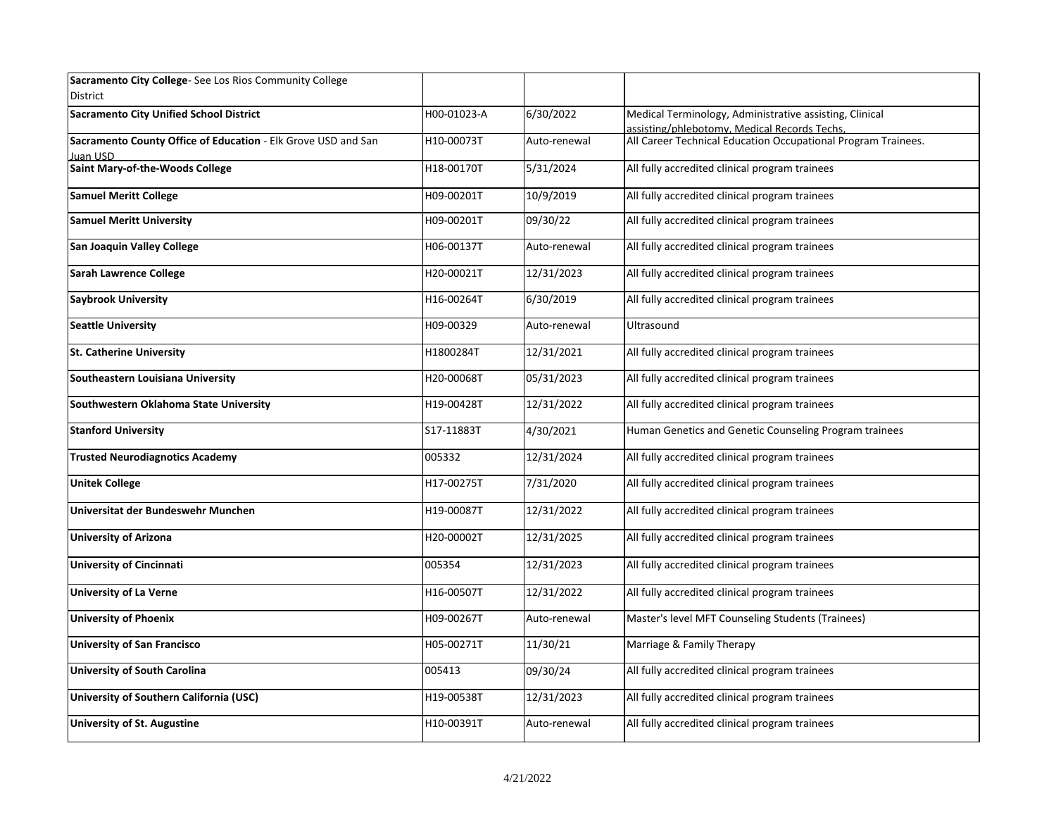| | | | |
|---|---|---|---|
| **Sacramento City College**- See Los Rios Community College District | | | |
| **Sacramento City Unified School District** | H00-01023-A | 6/30/2022 | Medical Terminology, Administrative assisting, Clinical assisting/phlebotomy, Medical Records Techs, |
| **Sacramento County Office of Education** - Elk Grove USD and San Juan USD | H10-00073T | Auto-renewal | All Career Technical Education Occupational Program Trainees. |
| **Saint Mary-of-the-Woods College** | H18-00170T | 5/31/2024 | All fully accredited clinical program trainees |
| **Samuel Meritt College** | H09-00201T | 10/9/2019 | All fully accredited clinical program trainees |
| **Samuel Meritt University** | H09-00201T | 09/30/22 | All fully accredited clinical program trainees |
| **San Joaquin Valley College** | H06-00137T | Auto-renewal | All fully accredited clinical program trainees |
| **Sarah Lawrence College** | H20-00021T | 12/31/2023 | All fully accredited clinical program trainees |
| **Saybrook University** | H16-00264T | 6/30/2019 | All fully accredited clinical program trainees |
| **Seattle University** | H09-00329 | Auto-renewal | Ultrasound |
| **St. Catherine University** | H1800284T | 12/31/2021 | All fully accredited clinical program trainees |
| **Southeastern Louisiana University** | H20-00068T | 05/31/2023 | All fully accredited clinical program trainees |
| **Southwestern Oklahoma State University** | H19-00428T | 12/31/2022 | All fully accredited clinical program trainees |
| **Stanford University** | S17-11883T | 4/30/2021 | Human Genetics and Genetic Counseling Program trainees |
| **Trusted Neurodiagnotics Academy** | 005332 | 12/31/2024 | All fully accredited clinical program trainees |
| **Unitek College** | H17-00275T | 7/31/2020 | All fully accredited clinical program trainees |
| **Universitat der Bundeswehr Munchen** | H19-00087T | 12/31/2022 | All fully accredited clinical program trainees |
| **University of Arizona** | H20-00002T | 12/31/2025 | All fully accredited clinical program trainees |
| **University of Cincinnati** | 005354 | 12/31/2023 | All fully accredited clinical program trainees |
| **University of La Verne** | H16-00507T | 12/31/2022 | All fully accredited clinical program trainees |
| **University of Phoenix** | H09-00267T | Auto-renewal | Master's level MFT Counseling Students (Trainees) |
| **University of San Francisco** | H05-00271T | 11/30/21 | Marriage & Family Therapy |
| **University of South Carolina** | 005413 | 09/30/24 | All fully accredited clinical program trainees |
| **University of Southern California (USC)** | H19-00538T | 12/31/2023 | All fully accredited clinical program trainees |
| **University of St. Augustine** | H10-00391T | Auto-renewal | All fully accredited clinical program trainees |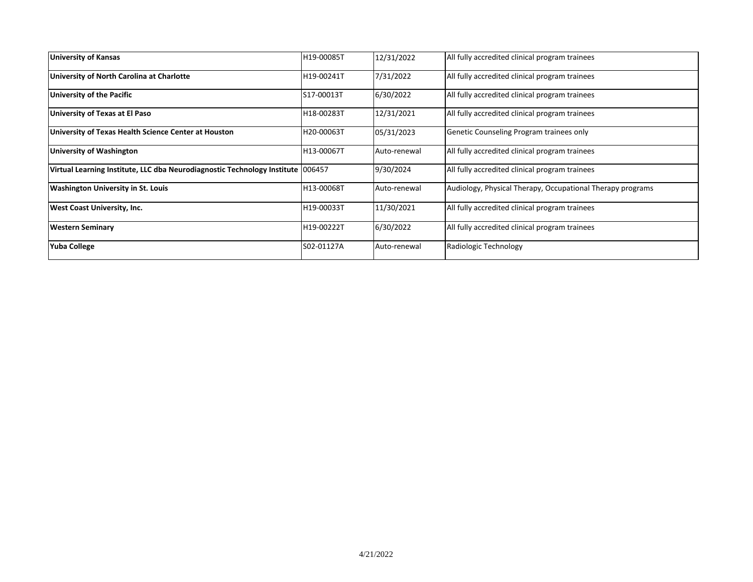| | | | |
|---|---|---|---|
| **University of Kansas** | H19-00085T | 12/31/2022 | All fully accredited clinical program trainees |
| **University of North Carolina at Charlotte** | H19-00241T | 7/31/2022 | All fully accredited clinical program trainees |
| **University of the Pacific** | S17-00013T | 6/30/2022 | All fully accredited clinical program trainees |
| **University of Texas at El Paso** | H18-00283T | 12/31/2021 | All fully accredited clinical program trainees |
| **University of Texas Health Science Center at Houston** | H20-00063T | 05/31/2023 | Genetic Counseling Program trainees only |
| **University of Washington** | H13-00067T | Auto-renewal | All fully accredited clinical program trainees |
| **Virtual Learning Institute, LLC dba Neurodiagnostic Technology Institute** | 006457 | 9/30/2024 | All fully accredited clinical program trainees |
| **Washington University in St. Louis** | H13-00068T | Auto-renewal | Audiology, Physical Therapy, Occupational Therapy programs |
| **West Coast University, Inc.** | H19-00033T | 11/30/2021 | All fully accredited clinical program trainees |
| **Western Seminary** | H19-00222T | 6/30/2022 | All fully accredited clinical program trainees |
| **Yuba College** | S02-01127A | Auto-renewal | Radiologic Technology |